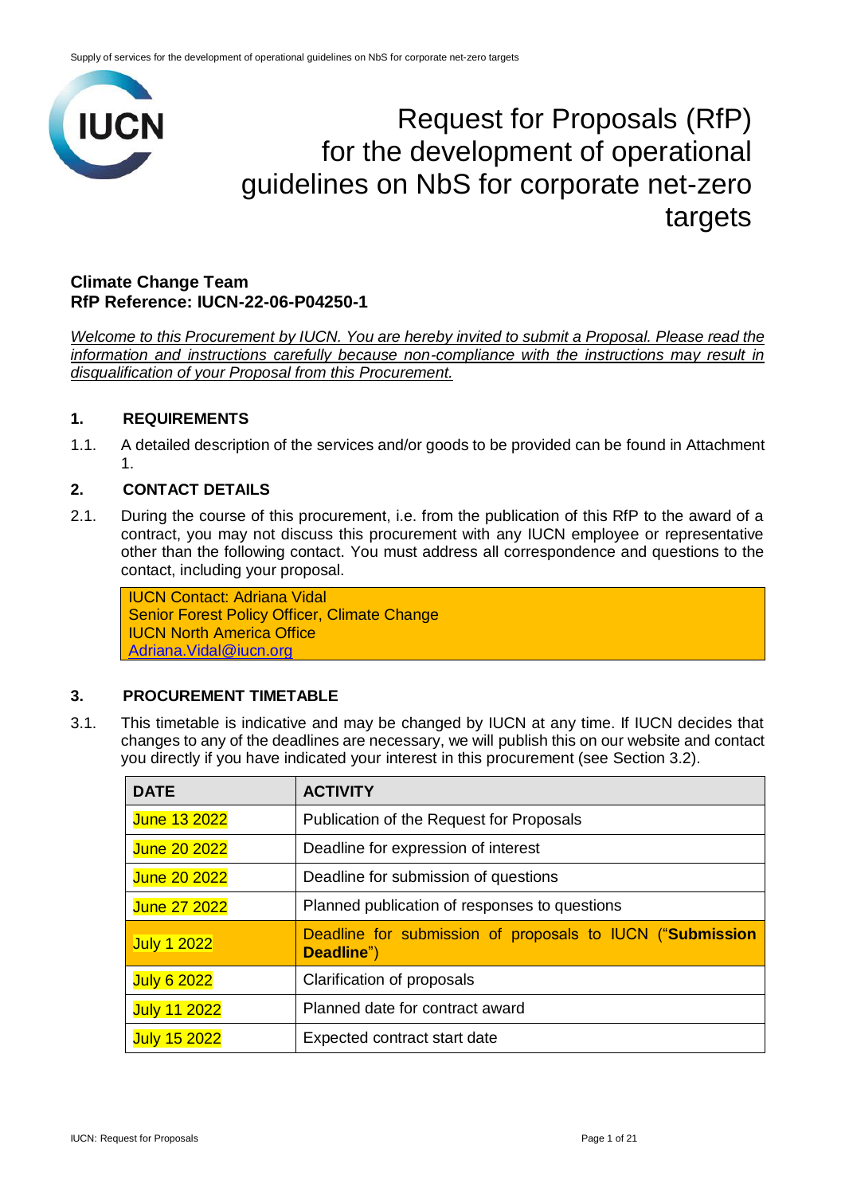# Request for Proposals (RfP) for the development of operational guidelines on NbS for corporate net-zero targets

**Climate Change Team**
**RfP Reference: IUCN-22-06-P04250-1**

*Welcome to this Procurement by IUCN. You are hereby invited to submit a Proposal. Please read the information and instructions carefully because non-compliance with the instructions may result in disqualification of your Proposal from this Procurement.*

## 1. REQUIREMENTS

1.1. A detailed description of the services and/or goods to be provided can be found in Attachment 1.

## 2. CONTACT DETAILS

2.1. During the course of this procurement, i.e. from the publication of this RfP to the award of a contract, you may not discuss this procurement with any IUCN employee or representative other than the following contact. You must address all correspondence and questions to the contact, including your proposal.

> IUCN Contact: Adriana Vidal
> Senior Forest Policy Officer, Climate Change
> IUCN North America Office
> Adriana.Vidal@iucn.org

## 3. PROCUREMENT TIMETABLE

3.1. This timetable is indicative and may be changed by IUCN at any time. If IUCN decides that changes to any of the deadlines are necessary, we will publish this on our website and contact you directly if you have indicated your interest in this procurement (see Section 3.2).

| DATE | ACTIVITY |
|---|---|
| June 13 2022 | Publication of the Request for Proposals |
| June 20 2022 | Deadline for expression of interest |
| June 20 2022 | Deadline for submission of questions |
| June 27 2022 | Planned publication of responses to questions |
| July 1 2022 | Deadline for submission of proposals to IUCN ("**Submission Deadline**") |
| July 6 2022 | Clarification of proposals |
| July 11 2022 | Planned date for contract award |
| July 15 2022 | Expected contract start date |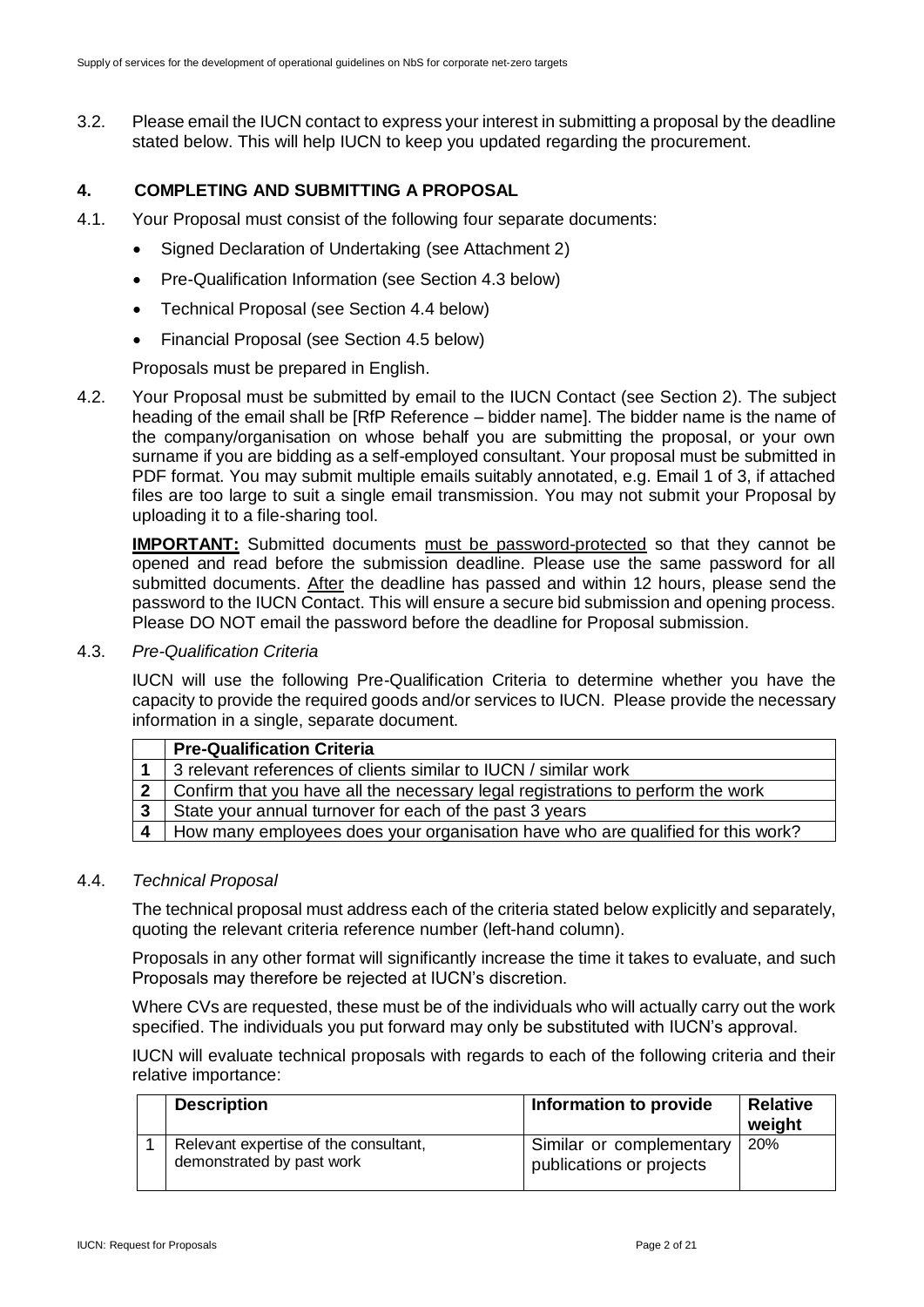3.2. Please email the IUCN contact to express your interest in submitting a proposal by the deadline stated below. This will help IUCN to keep you updated regarding the procurement.

## 4. COMPLETING AND SUBMITTING A PROPOSAL

4.1. Your Proposal must consist of the following four separate documents:

- Signed Declaration of Undertaking (see Attachment 2)
- Pre-Qualification Information (see Section 4.3 below)
- Technical Proposal (see Section 4.4 below)
- Financial Proposal (see Section 4.5 below)

Proposals must be prepared in English.

4.2. Your Proposal must be submitted by email to the IUCN Contact (see Section 2). The subject heading of the email shall be [RfP Reference – bidder name]. The bidder name is the name of the company/organisation on whose behalf you are submitting the proposal, or your own surname if you are bidding as a self-employed consultant. Your proposal must be submitted in PDF format. You may submit multiple emails suitably annotated, e.g. Email 1 of 3, if attached files are too large to suit a single email transmission. You may not submit your Proposal by uploading it to a file-sharing tool.

**IMPORTANT:** Submitted documents <u>must be password-protected</u> so that they cannot be opened and read before the submission deadline. Please use the same password for all submitted documents. <u>After</u> the deadline has passed and within 12 hours, please send the password to the IUCN Contact. This will ensure a secure bid submission and opening process. Please DO NOT email the password before the deadline for Proposal submission.

4.3. *Pre-Qualification Criteria*

IUCN will use the following Pre-Qualification Criteria to determine whether you have the capacity to provide the required goods and/or services to IUCN. Please provide the necessary information in a single, separate document.

| | **Pre-Qualification Criteria** |
|---|---|
| **1** | 3 relevant references of clients similar to IUCN / similar work |
| **2** | Confirm that you have all the necessary legal registrations to perform the work |
| **3** | State your annual turnover for each of the past 3 years |
| **4** | How many employees does your organisation have who are qualified for this work? |

4.4. *Technical Proposal*

The technical proposal must address each of the criteria stated below explicitly and separately, quoting the relevant criteria reference number (left-hand column).

Proposals in any other format will significantly increase the time it takes to evaluate, and such Proposals may therefore be rejected at IUCN's discretion.

Where CVs are requested, these must be of the individuals who will actually carry out the work specified. The individuals you put forward may only be substituted with IUCN's approval.

IUCN will evaluate technical proposals with regards to each of the following criteria and their relative importance:

| | **Description** | **Information to provide** | **Relative weight** |
|---|---|---|---|
| 1 | Relevant expertise of the consultant, demonstrated by past work | Similar or complementary publications or projects | 20% |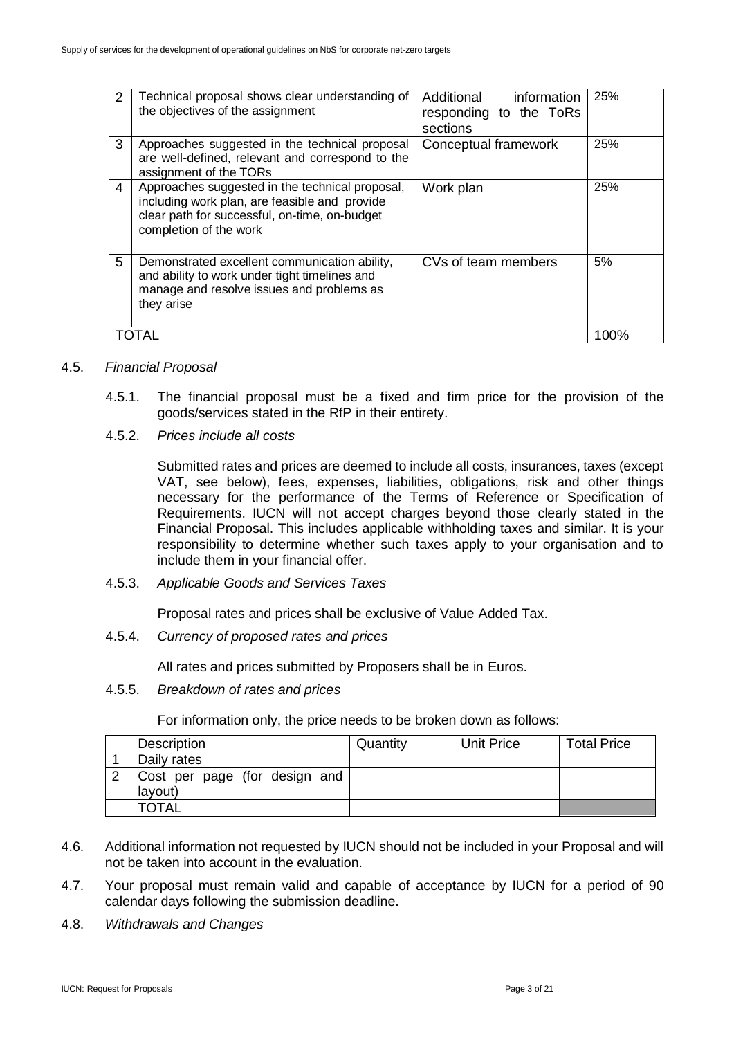| 2 | Technical proposal shows clear understanding of the objectives of the assignment | Additional information responding to the ToRs sections | 25% |
|---|---|---|---|
| 3 | Approaches suggested in the technical proposal are well-defined, relevant and correspond to the assignment of the TORs | Conceptual framework | 25% |
| 4 | Approaches suggested in the technical proposal, including work plan, are feasible and provide clear path for successful, on-time, on-budget completion of the work | Work plan | 25% |
| 5 | Demonstrated excellent communication ability, and ability to work under tight timelines and manage and resolve issues and problems as they arise | CVs of team members | 5% |
| TOTAL | | | 100% |

4.5. *Financial Proposal*

4.5.1. The financial proposal must be a fixed and firm price for the provision of the goods/services stated in the RfP in their entirety.

4.5.2. *Prices include all costs*

Submitted rates and prices are deemed to include all costs, insurances, taxes (except VAT, see below), fees, expenses, liabilities, obligations, risk and other things necessary for the performance of the Terms of Reference or Specification of Requirements. IUCN will not accept charges beyond those clearly stated in the Financial Proposal. This includes applicable withholding taxes and similar. It is your responsibility to determine whether such taxes apply to your organisation and to include them in your financial offer.

4.5.3. *Applicable Goods and Services Taxes*

Proposal rates and prices shall be exclusive of Value Added Tax.

4.5.4. *Currency of proposed rates and prices*

All rates and prices submitted by Proposers shall be in Euros.

4.5.5. *Breakdown of rates and prices*

For information only, the price needs to be broken down as follows:

| | Description | Quantity | Unit Price | Total Price |
|---|---|---|---|---|
| 1 | Daily rates | | | |
| 2 | Cost per page (for design and layout) | | | |
| | TOTAL | | | |

4.6. Additional information not requested by IUCN should not be included in your Proposal and will not be taken into account in the evaluation.

4.7. Your proposal must remain valid and capable of acceptance by IUCN for a period of 90 calendar days following the submission deadline.

4.8. *Withdrawals and Changes*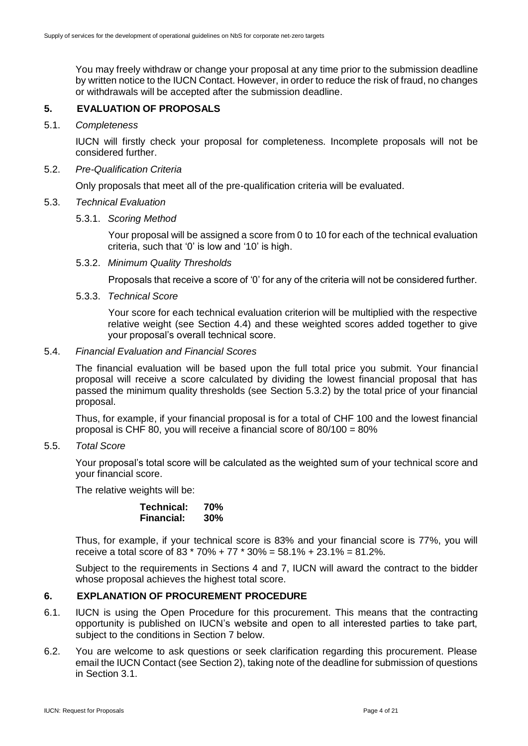You may freely withdraw or change your proposal at any time prior to the submission deadline by written notice to the IUCN Contact. However, in order to reduce the risk of fraud, no changes or withdrawals will be accepted after the submission deadline.

## 5. EVALUATION OF PROPOSALS

### 5.1. *Completeness*

IUCN will firstly check your proposal for completeness. Incomplete proposals will not be considered further.

### 5.2. *Pre-Qualification Criteria*

Only proposals that meet all of the pre-qualification criteria will be evaluated.

### 5.3. *Technical Evaluation*

#### 5.3.1. *Scoring Method*

Your proposal will be assigned a score from 0 to 10 for each of the technical evaluation criteria, such that '0' is low and '10' is high.

#### 5.3.2. *Minimum Quality Thresholds*

Proposals that receive a score of '0' for any of the criteria will not be considered further.

#### 5.3.3. *Technical Score*

Your score for each technical evaluation criterion will be multiplied with the respective relative weight (see Section 4.4) and these weighted scores added together to give your proposal's overall technical score.

### 5.4. *Financial Evaluation and Financial Scores*

The financial evaluation will be based upon the full total price you submit. Your financial proposal will receive a score calculated by dividing the lowest financial proposal that has passed the minimum quality thresholds (see Section 5.3.2) by the total price of your financial proposal.

Thus, for example, if your financial proposal is for a total of CHF 100 and the lowest financial proposal is CHF 80, you will receive a financial score of 80/100 = 80%

### 5.5. *Total Score*

Your proposal's total score will be calculated as the weighted sum of your technical score and your financial score.

The relative weights will be:

**Technical: 70%**
**Financial: 30%**

Thus, for example, if your technical score is 83% and your financial score is 77%, you will receive a total score of 83 * 70% + 77 * 30% = 58.1% + 23.1% = 81.2%.

Subject to the requirements in Sections 4 and 7, IUCN will award the contract to the bidder whose proposal achieves the highest total score.

## 6. EXPLANATION OF PROCUREMENT PROCEDURE

6.1. IUCN is using the Open Procedure for this procurement. This means that the contracting opportunity is published on IUCN's website and open to all interested parties to take part, subject to the conditions in Section 7 below.

6.2. You are welcome to ask questions or seek clarification regarding this procurement. Please email the IUCN Contact (see Section 2), taking note of the deadline for submission of questions in Section 3.1.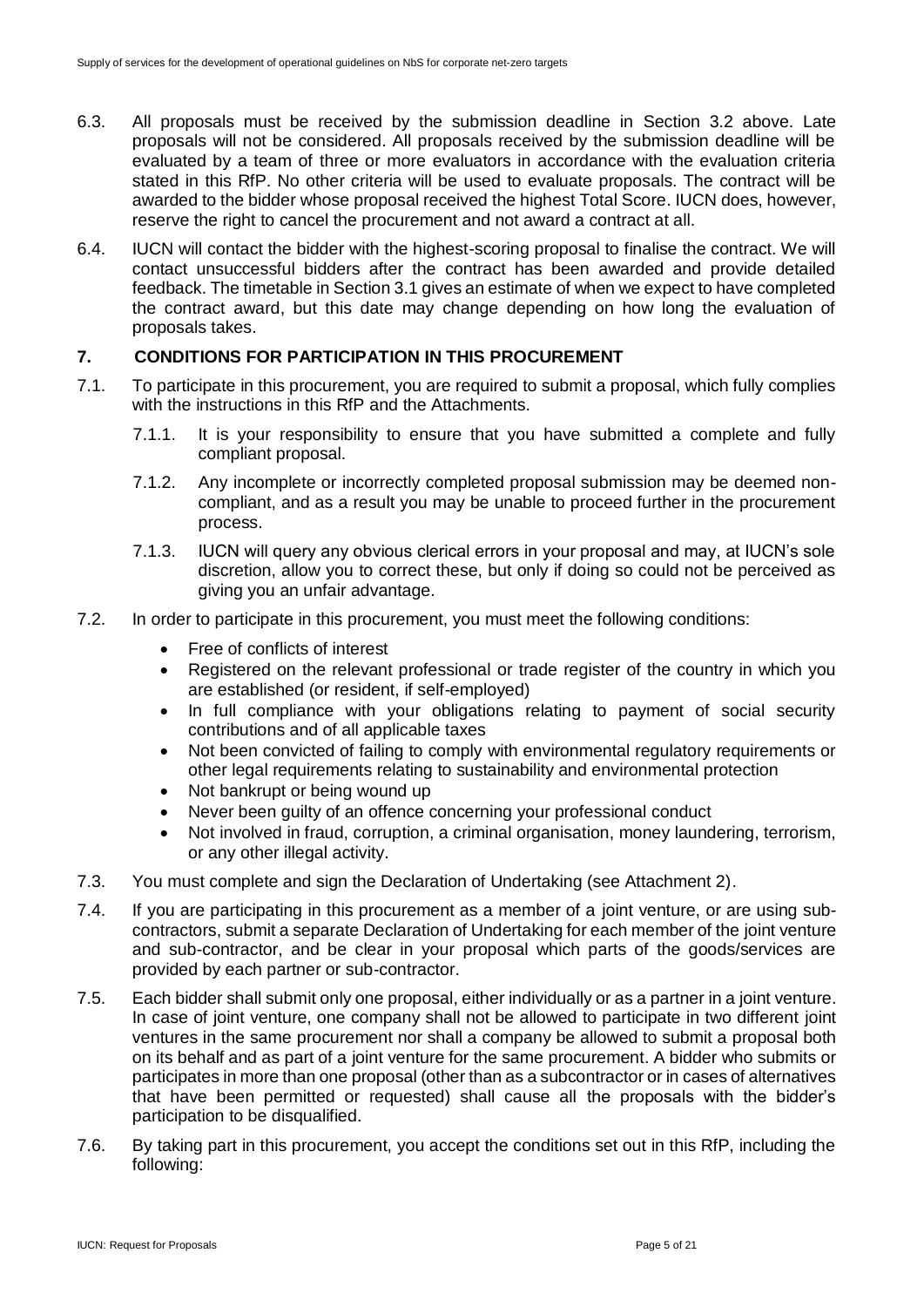6.3. All proposals must be received by the submission deadline in Section 3.2 above. Late proposals will not be considered. All proposals received by the submission deadline will be evaluated by a team of three or more evaluators in accordance with the evaluation criteria stated in this RfP. No other criteria will be used to evaluate proposals. The contract will be awarded to the bidder whose proposal received the highest Total Score. IUCN does, however, reserve the right to cancel the procurement and not award a contract at all.

6.4. IUCN will contact the bidder with the highest-scoring proposal to finalise the contract. We will contact unsuccessful bidders after the contract has been awarded and provide detailed feedback. The timetable in Section 3.1 gives an estimate of when we expect to have completed the contract award, but this date may change depending on how long the evaluation of proposals takes.

## 7. CONDITIONS FOR PARTICIPATION IN THIS PROCUREMENT

7.1. To participate in this procurement, you are required to submit a proposal, which fully complies with the instructions in this RfP and the Attachments.

7.1.1. It is your responsibility to ensure that you have submitted a complete and fully compliant proposal.

7.1.2. Any incomplete or incorrectly completed proposal submission may be deemed non-compliant, and as a result you may be unable to proceed further in the procurement process.

7.1.3. IUCN will query any obvious clerical errors in your proposal and may, at IUCN's sole discretion, allow you to correct these, but only if doing so could not be perceived as giving you an unfair advantage.

7.2. In order to participate in this procurement, you must meet the following conditions:

- Free of conflicts of interest
- Registered on the relevant professional or trade register of the country in which you are established (or resident, if self-employed)
- In full compliance with your obligations relating to payment of social security contributions and of all applicable taxes
- Not been convicted of failing to comply with environmental regulatory requirements or other legal requirements relating to sustainability and environmental protection
- Not bankrupt or being wound up
- Never been guilty of an offence concerning your professional conduct
- Not involved in fraud, corruption, a criminal organisation, money laundering, terrorism, or any other illegal activity.

7.3. You must complete and sign the Declaration of Undertaking (see Attachment 2).

7.4. If you are participating in this procurement as a member of a joint venture, or are using sub-contractors, submit a separate Declaration of Undertaking for each member of the joint venture and sub-contractor, and be clear in your proposal which parts of the goods/services are provided by each partner or sub-contractor.

7.5. Each bidder shall submit only one proposal, either individually or as a partner in a joint venture. In case of joint venture, one company shall not be allowed to participate in two different joint ventures in the same procurement nor shall a company be allowed to submit a proposal both on its behalf and as part of a joint venture for the same procurement. A bidder who submits or participates in more than one proposal (other than as a subcontractor or in cases of alternatives that have been permitted or requested) shall cause all the proposals with the bidder's participation to be disqualified.

7.6. By taking part in this procurement, you accept the conditions set out in this RfP, including the following: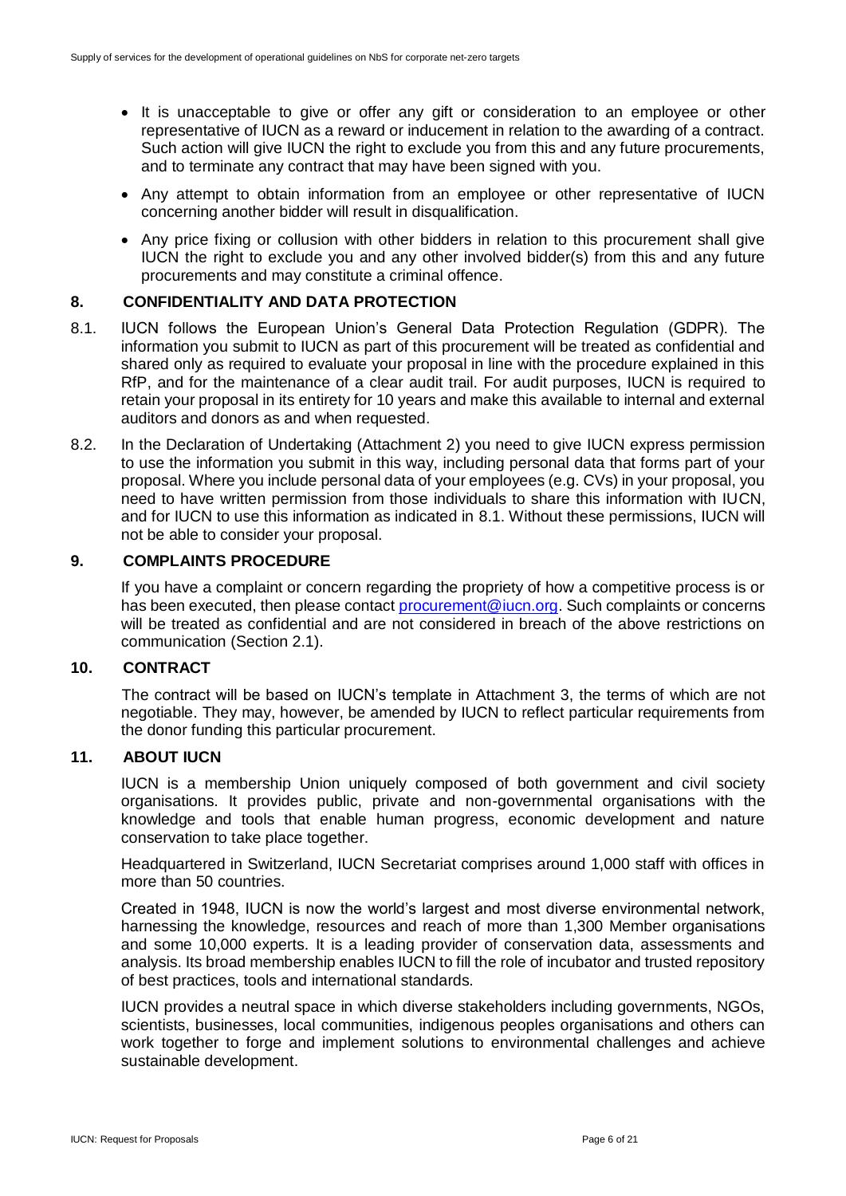- It is unacceptable to give or offer any gift or consideration to an employee or other representative of IUCN as a reward or inducement in relation to the awarding of a contract. Such action will give IUCN the right to exclude you from this and any future procurements, and to terminate any contract that may have been signed with you.
- Any attempt to obtain information from an employee or other representative of IUCN concerning another bidder will result in disqualification.
- Any price fixing or collusion with other bidders in relation to this procurement shall give IUCN the right to exclude you and any other involved bidder(s) from this and any future procurements and may constitute a criminal offence.

## 8. CONFIDENTIALITY AND DATA PROTECTION

8.1. IUCN follows the European Union's General Data Protection Regulation (GDPR). The information you submit to IUCN as part of this procurement will be treated as confidential and shared only as required to evaluate your proposal in line with the procedure explained in this RfP, and for the maintenance of a clear audit trail. For audit purposes, IUCN is required to retain your proposal in its entirety for 10 years and make this available to internal and external auditors and donors as and when requested.

8.2. In the Declaration of Undertaking (Attachment 2) you need to give IUCN express permission to use the information you submit in this way, including personal data that forms part of your proposal. Where you include personal data of your employees (e.g. CVs) in your proposal, you need to have written permission from those individuals to share this information with IUCN, and for IUCN to use this information as indicated in 8.1. Without these permissions, IUCN will not be able to consider your proposal.

## 9. COMPLAINTS PROCEDURE

If you have a complaint or concern regarding the propriety of how a competitive process is or has been executed, then please contact procurement@iucn.org. Such complaints or concerns will be treated as confidential and are not considered in breach of the above restrictions on communication (Section 2.1).

## 10. CONTRACT

The contract will be based on IUCN's template in Attachment 3, the terms of which are not negotiable. They may, however, be amended by IUCN to reflect particular requirements from the donor funding this particular procurement.

## 11. ABOUT IUCN

IUCN is a membership Union uniquely composed of both government and civil society organisations. It provides public, private and non-governmental organisations with the knowledge and tools that enable human progress, economic development and nature conservation to take place together.

Headquartered in Switzerland, IUCN Secretariat comprises around 1,000 staff with offices in more than 50 countries.

Created in 1948, IUCN is now the world's largest and most diverse environmental network, harnessing the knowledge, resources and reach of more than 1,300 Member organisations and some 10,000 experts. It is a leading provider of conservation data, assessments and analysis. Its broad membership enables IUCN to fill the role of incubator and trusted repository of best practices, tools and international standards.

IUCN provides a neutral space in which diverse stakeholders including governments, NGOs, scientists, businesses, local communities, indigenous peoples organisations and others can work together to forge and implement solutions to environmental challenges and achieve sustainable development.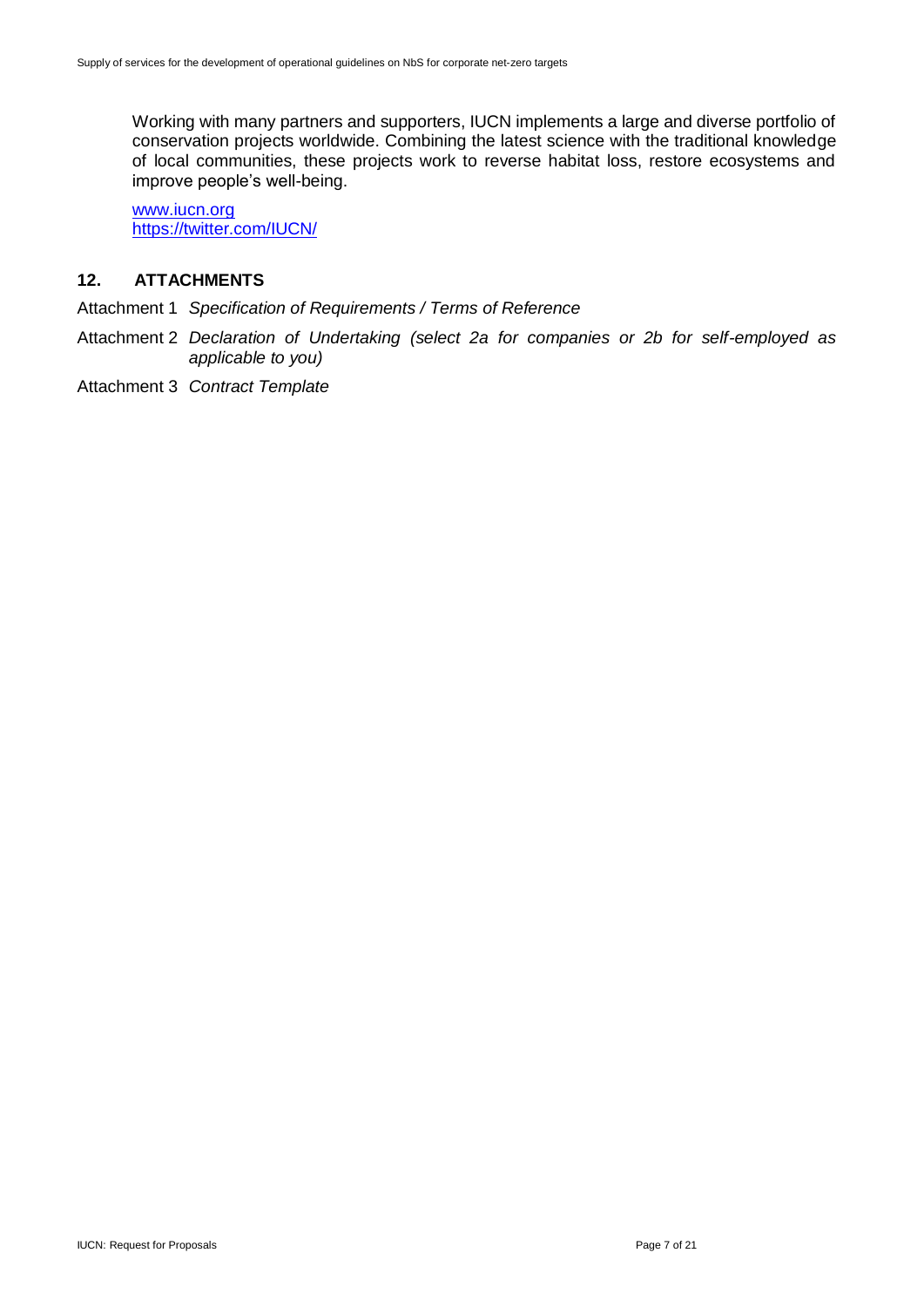Working with many partners and supporters, IUCN implements a large and diverse portfolio of conservation projects worldwide. Combining the latest science with the traditional knowledge of local communities, these projects work to reverse habitat loss, restore ecosystems and improve people's well-being.

[www.iucn.org](http://www.iucn.org)
[https://twitter.com/IUCN/](https://twitter.com/IUCN/)

## 12. ATTACHMENTS

Attachment 1 *Specification of Requirements / Terms of Reference*

Attachment 2 *Declaration of Undertaking (select 2a for companies or 2b for self-employed as applicable to you)*

Attachment 3 *Contract Template*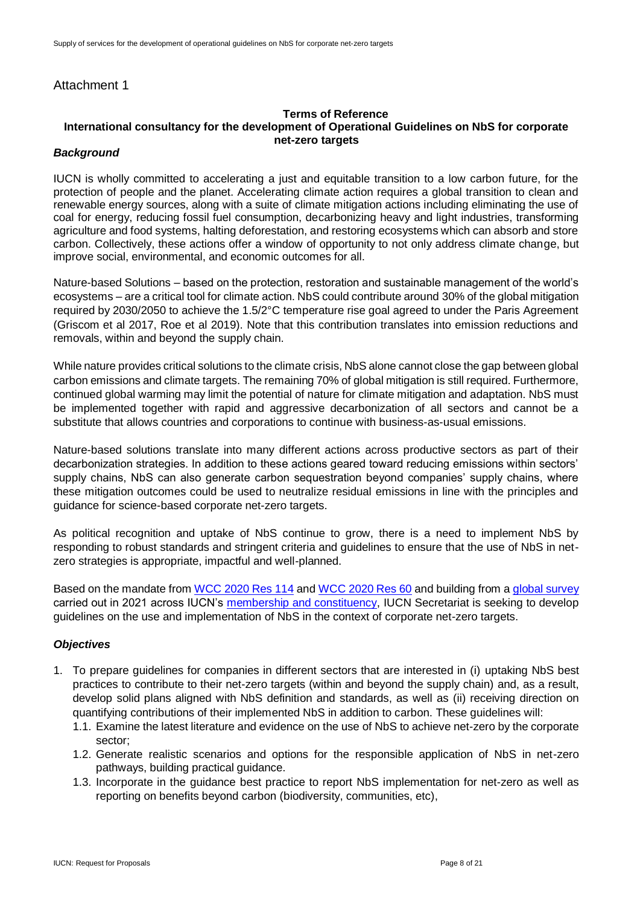Attachment 1

**Terms of Reference**

**International consultancy for the development of Operational Guidelines on NbS for corporate net-zero targets**

***Background***

IUCN is wholly committed to accelerating a just and equitable transition to a low carbon future, for the protection of people and the planet. Accelerating climate action requires a global transition to clean and renewable energy sources, along with a suite of climate mitigation actions including eliminating the use of coal for energy, reducing fossil fuel consumption, decarbonizing heavy and light industries, transforming agriculture and food systems, halting deforestation, and restoring ecosystems which can absorb and store carbon. Collectively, these actions offer a window of opportunity to not only address climate change, but improve social, environmental, and economic outcomes for all.

Nature-based Solutions – based on the protection, restoration and sustainable management of the world's ecosystems – are a critical tool for climate action. NbS could contribute around 30% of the global mitigation required by 2030/2050 to achieve the 1.5/2°C temperature rise goal agreed to under the Paris Agreement (Griscom et al 2017, Roe et al 2019). Note that this contribution translates into emission reductions and removals, within and beyond the supply chain.

While nature provides critical solutions to the climate crisis, NbS alone cannot close the gap between global carbon emissions and climate targets. The remaining 70% of global mitigation is still required. Furthermore, continued global warming may limit the potential of nature for climate mitigation and adaptation. NbS must be implemented together with rapid and aggressive decarbonization of all sectors and cannot be a substitute that allows countries and corporations to continue with business-as-usual emissions.

Nature-based solutions translate into many different actions across productive sectors as part of their decarbonization strategies. In addition to these actions geared toward reducing emissions within sectors' supply chains, NbS can also generate carbon sequestration beyond companies' supply chains, where these mitigation outcomes could be used to neutralize residual emissions in line with the principles and guidance for science-based corporate net-zero targets.

As political recognition and uptake of NbS continue to grow, there is a need to implement NbS by responding to robust standards and stringent criteria and guidelines to ensure that the use of NbS in net-zero strategies is appropriate, impactful and well-planned.

Based on the mandate from WCC 2020 Res 114 and WCC 2020 Res 60 and building from a global survey carried out in 2021 across IUCN's membership and constituency, IUCN Secretariat is seeking to develop guidelines on the use and implementation of NbS in the context of corporate net-zero targets.

***Objectives***

1. To prepare guidelines for companies in different sectors that are interested in (i) uptaking NbS best practices to contribute to their net-zero targets (within and beyond the supply chain) and, as a result, develop solid plans aligned with NbS definition and standards, as well as (ii) receiving direction on quantifying contributions of their implemented NbS in addition to carbon. These guidelines will:
   1.1. Examine the latest literature and evidence on the use of NbS to achieve net-zero by the corporate sector;
   1.2. Generate realistic scenarios and options for the responsible application of NbS in net-zero pathways, building practical guidance.
   1.3. Incorporate in the guidance best practice to report NbS implementation for net-zero as well as reporting on benefits beyond carbon (biodiversity, communities, etc),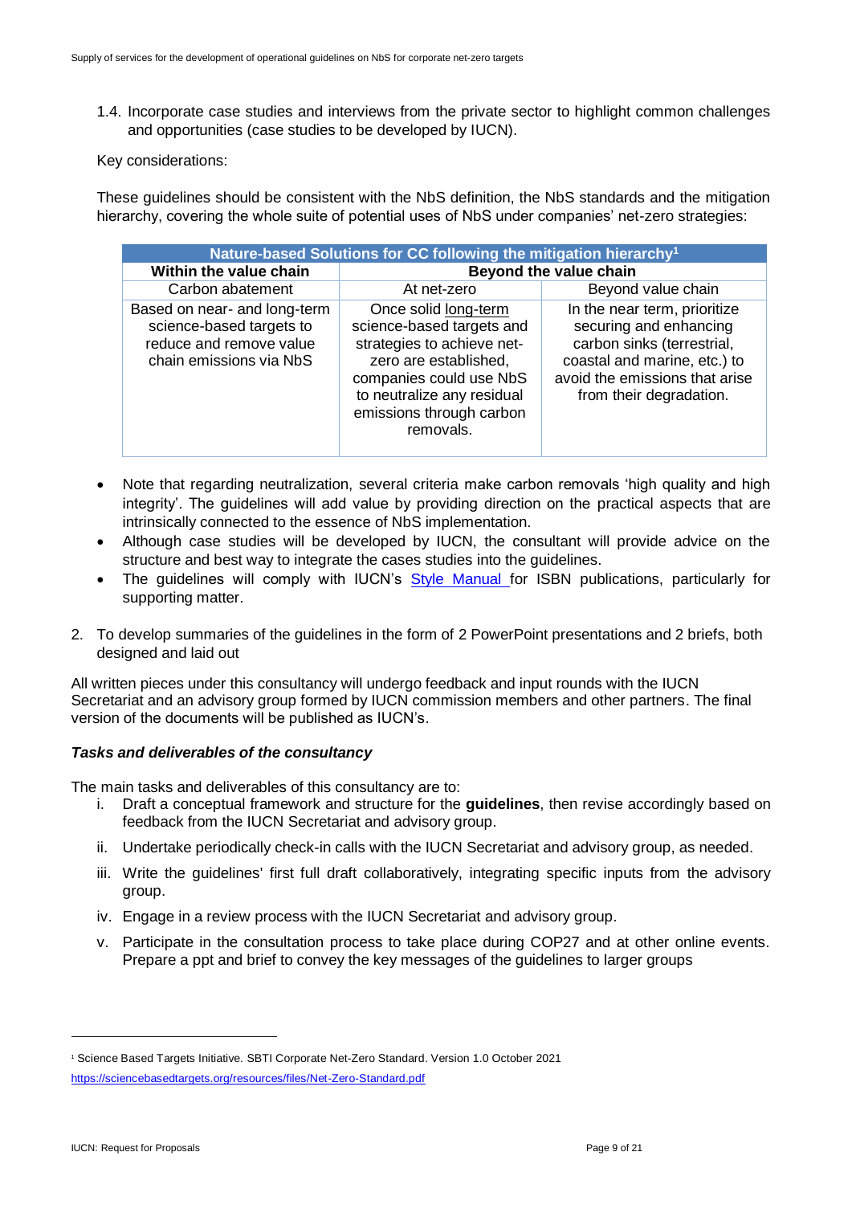1.4. Incorporate case studies and interviews from the private sector to highlight common challenges and opportunities (case studies to be developed by IUCN).

Key considerations:

These guidelines should be consistent with the NbS definition, the NbS standards and the mitigation hierarchy, covering the whole suite of potential uses of NbS under companies' net-zero strategies:

| Nature-based Solutions for CC following the mitigation hierarchy[1] | | |
|---|---|---|
| **Within the value chain** | **Beyond the value chain** | |
| Carbon abatement | At net-zero | Beyond value chain |
| Based on near- and long-term science-based targets to reduce and remove value chain emissions via NbS | Once solid long-term science-based targets and strategies to achieve net-zero are established, companies could use NbS to neutralize any residual emissions through carbon removals. | In the near term, prioritize securing and enhancing carbon sinks (terrestrial, coastal and marine, etc.) to avoid the emissions that arise from their degradation. |

- Note that regarding neutralization, several criteria make carbon removals 'high quality and high integrity'. The guidelines will add value by providing direction on the practical aspects that are intrinsically connected to the essence of NbS implementation.
- Although case studies will be developed by IUCN, the consultant will provide advice on the structure and best way to integrate the cases studies into the guidelines.
- The guidelines will comply with IUCN's Style Manual for ISBN publications, particularly for supporting matter.

2. To develop summaries of the guidelines in the form of 2 PowerPoint presentations and 2 briefs, both designed and laid out

All written pieces under this consultancy will undergo feedback and input rounds with the IUCN Secretariat and an advisory group formed by IUCN commission members and other partners. The final version of the documents will be published as IUCN's.

***Tasks and deliverables of the consultancy***

The main tasks and deliverables of this consultancy are to:

i. Draft a conceptual framework and structure for the **guidelines**, then revise accordingly based on feedback from the IUCN Secretariat and advisory group.

ii. Undertake periodically check-in calls with the IUCN Secretariat and advisory group, as needed.

iii. Write the guidelines' first full draft collaboratively, integrating specific inputs from the advisory group.

iv. Engage in a review process with the IUCN Secretariat and advisory group.

v. Participate in the consultation process to take place during COP27 and at other online events. Prepare a ppt and brief to convey the key messages of the guidelines to larger groups

[1] Science Based Targets Initiative. SBTI Corporate Net-Zero Standard. Version 1.0 October 2021 https://sciencebasedtargets.org/resources/files/Net-Zero-Standard.pdf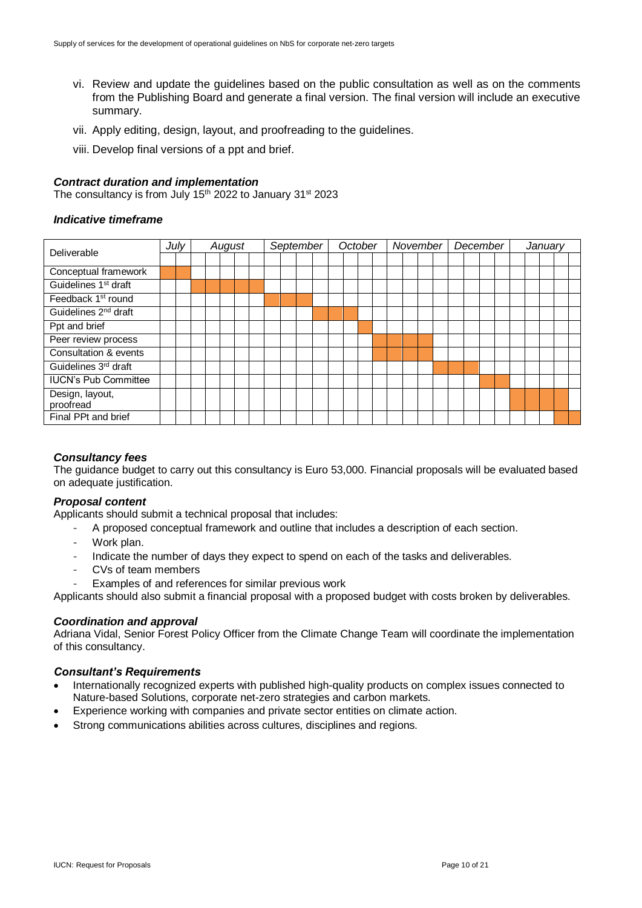vi. Review and update the guidelines based on the public consultation as well as on the comments from the Publishing Board and generate a final version. The final version will include an executive summary.

vii. Apply editing, design, layout, and proofreading to the guidelines.

viii. Develop final versions of a ppt and brief.

### *Contract duration and implementation*

The consultancy is from July 15th 2022 to January 31st 2023

### *Indicative timeframe*

| Deliverable | July | | August | | | | | September | | | | October | | | | November | | | | December | | | | January | | | | |
|---|---|---|---|---|---|---|---|---|---|---|---|---|---|---|---|---|---|---|---|---|---|---|---|---|---|---|---|---|
| Conceptual framework | ■ | ■ | | | | | | | | | | | | | | | | | | | | | | | | | | |
| Guidelines 1st draft | | | ■ | ■ | ■ | ■ | ■ | | | | | | | | | | | | | | | | | | | | | |
| Feedback 1st round | | | | | | | | ■ | ■ | ■ | | | | | | | | | | | | | | | | | | |
| Guidelines 2nd draft | | | | | | | | | | | ■ | ■ | ■ | | | | | | | | | | | | | | | |
| Ppt and brief | | | | | | | | | | | | | | ■ | | | | | | | | | | | | | | |
| Peer review process | | | | | | | | | | | | | | | ■ | ■ | ■ | ■ | | | | | | | | | | |
| Consultation & events | | | | | | | | | | | | | | | ■ | ■ | ■ | ■ | | | | | | | | | | |
| Guidelines 3rd draft | | | | | | | | | | | | | | | | | | | ■ | ■ | ■ | | | | | | | |
| IUCN's Pub Committee | | | | | | | | | | | | | | | | | | | | | | ■ | ■ | | | | | |
| Design, layout, proofread | | | | | | | | | | | | | | | | | | | | | | | | ■ | ■ | ■ | ■ | |
| Final PPt and brief | | | | | | | | | | | | | | | | | | | | | | | | | | | ■ | ■ |

### *Consultancy fees*

The guidance budget to carry out this consultancy is Euro 53,000. Financial proposals will be evaluated based on adequate justification.

### *Proposal content*

Applicants should submit a technical proposal that includes:

- A proposed conceptual framework and outline that includes a description of each section.
- Work plan.
- Indicate the number of days they expect to spend on each of the tasks and deliverables.
- CVs of team members
- Examples of and references for similar previous work

Applicants should also submit a financial proposal with a proposed budget with costs broken by deliverables.

### *Coordination and approval*

Adriana Vidal, Senior Forest Policy Officer from the Climate Change Team will coordinate the implementation of this consultancy.

### *Consultant's Requirements*

- Internationally recognized experts with published high-quality products on complex issues connected to Nature-based Solutions, corporate net-zero strategies and carbon markets.
- Experience working with companies and private sector entities on climate action.
- Strong communications abilities across cultures, disciplines and regions.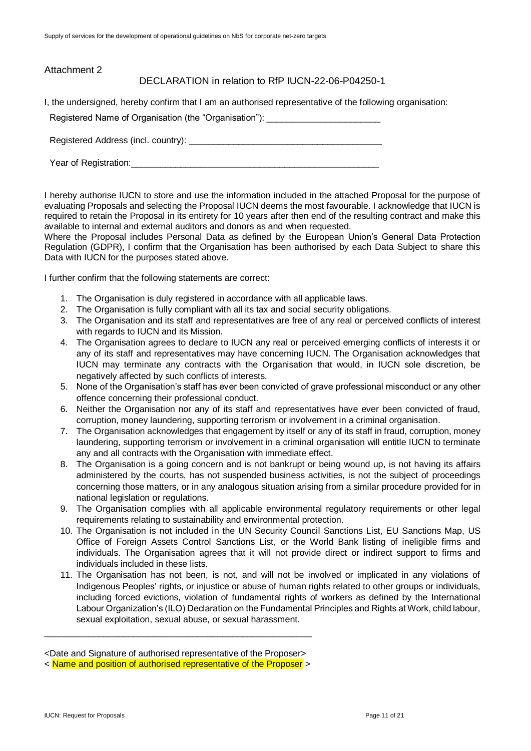Attachment 2

## DECLARATION in relation to RfP IUCN-22-06-P04250-1

I, the undersigned, hereby confirm that I am an authorised representative of the following organisation:

Registered Name of Organisation (the "Organisation"): _______________________

Registered Address (incl. country): _______________________________________

Year of Registration:____________________________________________________

I hereby authorise IUCN to store and use the information included in the attached Proposal for the purpose of evaluating Proposals and selecting the Proposal IUCN deems the most favourable. I acknowledge that IUCN is required to retain the Proposal in its entirety for 10 years after then end of the resulting contract and make this available to internal and external auditors and donors as and when requested.

Where the Proposal includes Personal Data as defined by the European Union's General Data Protection Regulation (GDPR), I confirm that the Organisation has been authorised by each Data Subject to share this Data with IUCN for the purposes stated above.

I further confirm that the following statements are correct:

1. The Organisation is duly registered in accordance with all applicable laws.
2. The Organisation is fully compliant with all its tax and social security obligations.
3. The Organisation and its staff and representatives are free of any real or perceived conflicts of interest with regards to IUCN and its Mission.
4. The Organisation agrees to declare to IUCN any real or perceived emerging conflicts of interests it or any of its staff and representatives may have concerning IUCN. The Organisation acknowledges that IUCN may terminate any contracts with the Organisation that would, in IUCN sole discretion, be negatively affected by such conflicts of interests.
5. None of the Organisation's staff has ever been convicted of grave professional misconduct or any other offence concerning their professional conduct.
6. Neither the Organisation nor any of its staff and representatives have ever been convicted of fraud, corruption, money laundering, supporting terrorism or involvement in a criminal organisation.
7. The Organisation acknowledges that engagement by itself or any of its staff in fraud, corruption, money laundering, supporting terrorism or involvement in a criminal organisation will entitle IUCN to terminate any and all contracts with the Organisation with immediate effect.
8. The Organisation is a going concern and is not bankrupt or being wound up, is not having its affairs administered by the courts, has not suspended business activities, is not the subject of proceedings concerning those matters, or in any analogous situation arising from a similar procedure provided for in national legislation or regulations.
9. The Organisation complies with all applicable environmental regulatory requirements or other legal requirements relating to sustainability and environmental protection.
10. The Organisation is not included in the UN Security Council Sanctions List, EU Sanctions Map, US Office of Foreign Assets Control Sanctions List, or the World Bank listing of ineligible firms and individuals. The Organisation agrees that it will not provide direct or indirect support to firms and individuals included in these lists.
11. The Organisation has not been, is not, and will not be involved or implicated in any violations of Indigenous Peoples' rights, or injustice or abuse of human rights related to other groups or individuals, including forced evictions, violation of fundamental rights of workers as defined by the International Labour Organization's (ILO) Declaration on the Fundamental Principles and Rights at Work, child labour, sexual exploitation, sexual abuse, or sexual harassment.

_______________________________________________________

<Date and Signature of authorised representative of the Proposer>

< Name and position of authorised representative of the Proposer >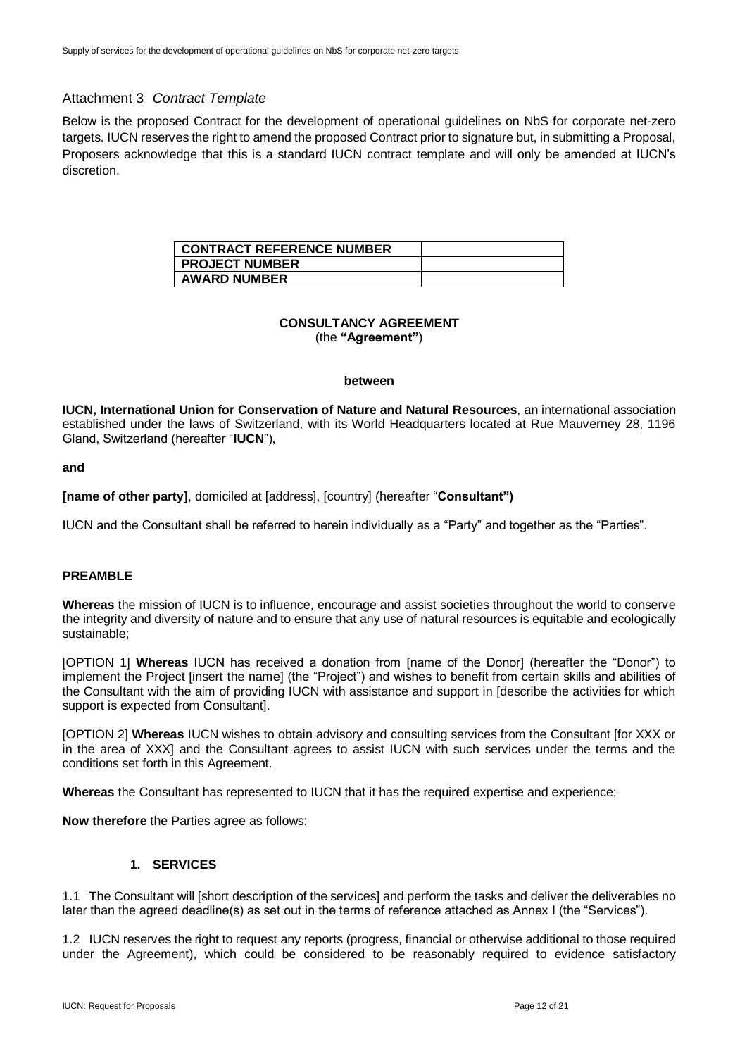## Attachment 3 *Contract Template*

Below is the proposed Contract for the development of operational guidelines on NbS for corporate net-zero targets. IUCN reserves the right to amend the proposed Contract prior to signature but, in submitting a Proposal, Proposers acknowledge that this is a standard IUCN contract template and will only be amended at IUCN's discretion.

| **CONTRACT REFERENCE NUMBER** | |
|---|---|
| **PROJECT NUMBER** | |
| **AWARD NUMBER** | |

**CONSULTANCY AGREEMENT**
(the **"Agreement"**)

**between**

**IUCN, International Union for Conservation of Nature and Natural Resources**, an international association established under the laws of Switzerland, with its World Headquarters located at Rue Mauverney 28, 1196 Gland, Switzerland (hereafter "**IUCN**"),

**and**

**[name of other party]**, domiciled at [address], [country] (hereafter "**Consultant")**

IUCN and the Consultant shall be referred to herein individually as a "Party" and together as the "Parties".

**PREAMBLE**

**Whereas** the mission of IUCN is to influence, encourage and assist societies throughout the world to conserve the integrity and diversity of nature and to ensure that any use of natural resources is equitable and ecologically sustainable;

[OPTION 1] **Whereas** IUCN has received a donation from [name of the Donor] (hereafter the "Donor") to implement the Project [insert the name] (the "Project") and wishes to benefit from certain skills and abilities of the Consultant with the aim of providing IUCN with assistance and support in [describe the activities for which support is expected from Consultant].

[OPTION 2] **Whereas** IUCN wishes to obtain advisory and consulting services from the Consultant [for XXX or in the area of XXX] and the Consultant agrees to assist IUCN with such services under the terms and the conditions set forth in this Agreement.

**Whereas** the Consultant has represented to IUCN that it has the required expertise and experience;

**Now therefore** the Parties agree as follows:

### 1. SERVICES

1.1 The Consultant will [short description of the services] and perform the tasks and deliver the deliverables no later than the agreed deadline(s) as set out in the terms of reference attached as Annex I (the "Services").

1.2 IUCN reserves the right to request any reports (progress, financial or otherwise additional to those required under the Agreement), which could be considered to be reasonably required to evidence satisfactory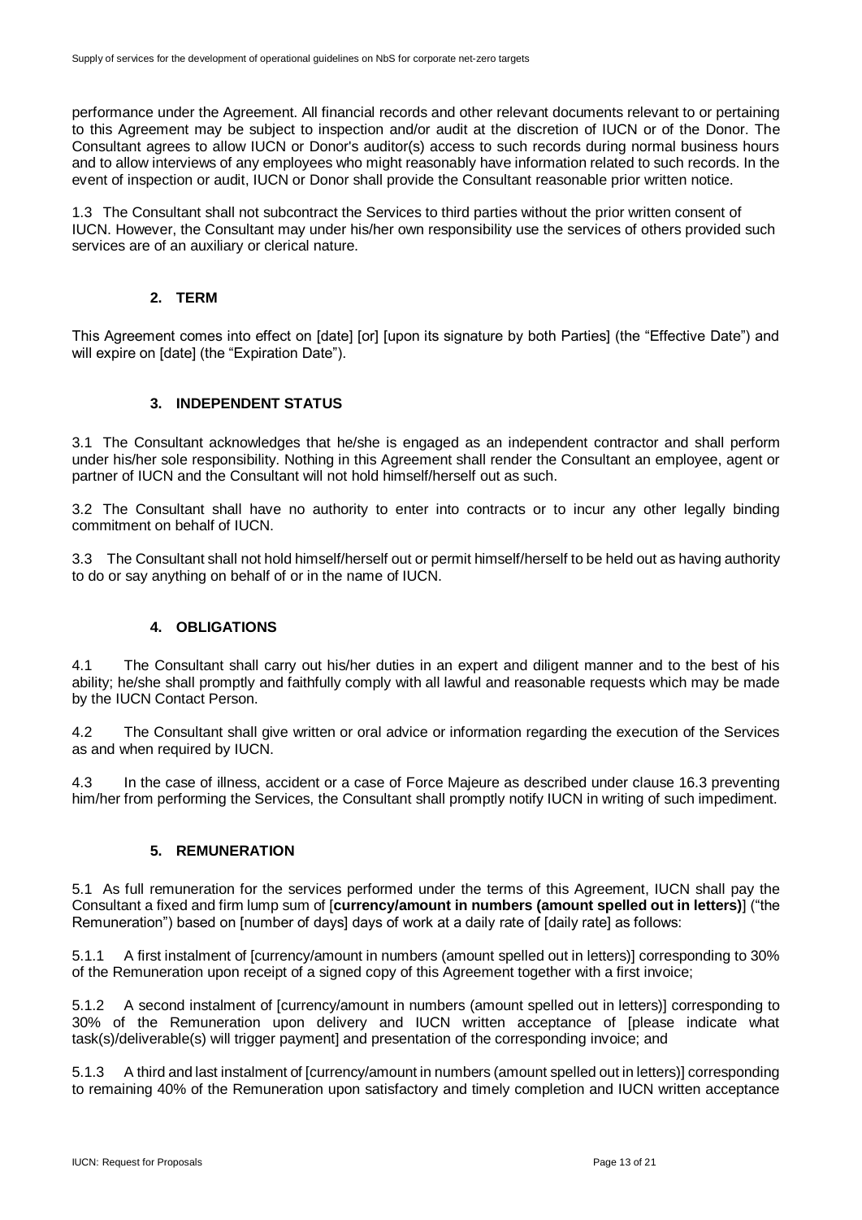performance under the Agreement. All financial records and other relevant documents relevant to or pertaining to this Agreement may be subject to inspection and/or audit at the discretion of IUCN or of the Donor. The Consultant agrees to allow IUCN or Donor's auditor(s) access to such records during normal business hours and to allow interviews of any employees who might reasonably have information related to such records. In the event of inspection or audit, IUCN or Donor shall provide the Consultant reasonable prior written notice.

1.3 The Consultant shall not subcontract the Services to third parties without the prior written consent of IUCN. However, the Consultant may under his/her own responsibility use the services of others provided such services are of an auxiliary or clerical nature.

## 2. TERM

This Agreement comes into effect on [date] [or] [upon its signature by both Parties] (the "Effective Date") and will expire on [date] (the "Expiration Date").

## 3. INDEPENDENT STATUS

3.1 The Consultant acknowledges that he/she is engaged as an independent contractor and shall perform under his/her sole responsibility. Nothing in this Agreement shall render the Consultant an employee, agent or partner of IUCN and the Consultant will not hold himself/herself out as such.

3.2 The Consultant shall have no authority to enter into contracts or to incur any other legally binding commitment on behalf of IUCN.

3.3 The Consultant shall not hold himself/herself out or permit himself/herself to be held out as having authority to do or say anything on behalf of or in the name of IUCN.

## 4. OBLIGATIONS

4.1 The Consultant shall carry out his/her duties in an expert and diligent manner and to the best of his ability; he/she shall promptly and faithfully comply with all lawful and reasonable requests which may be made by the IUCN Contact Person.

4.2 The Consultant shall give written or oral advice or information regarding the execution of the Services as and when required by IUCN.

4.3 In the case of illness, accident or a case of Force Majeure as described under clause 16.3 preventing him/her from performing the Services, the Consultant shall promptly notify IUCN in writing of such impediment.

## 5. REMUNERATION

5.1 As full remuneration for the services performed under the terms of this Agreement, IUCN shall pay the Consultant a fixed and firm lump sum of [**currency/amount in numbers (amount spelled out in letters)**] ("the Remuneration") based on [number of days] days of work at a daily rate of [daily rate] as follows:

5.1.1 A first instalment of [currency/amount in numbers (amount spelled out in letters)] corresponding to 30% of the Remuneration upon receipt of a signed copy of this Agreement together with a first invoice;

5.1.2 A second instalment of [currency/amount in numbers (amount spelled out in letters)] corresponding to 30% of the Remuneration upon delivery and IUCN written acceptance of [please indicate what task(s)/deliverable(s) will trigger payment] and presentation of the corresponding invoice; and

5.1.3 A third and last instalment of [currency/amount in numbers (amount spelled out in letters)] corresponding to remaining 40% of the Remuneration upon satisfactory and timely completion and IUCN written acceptance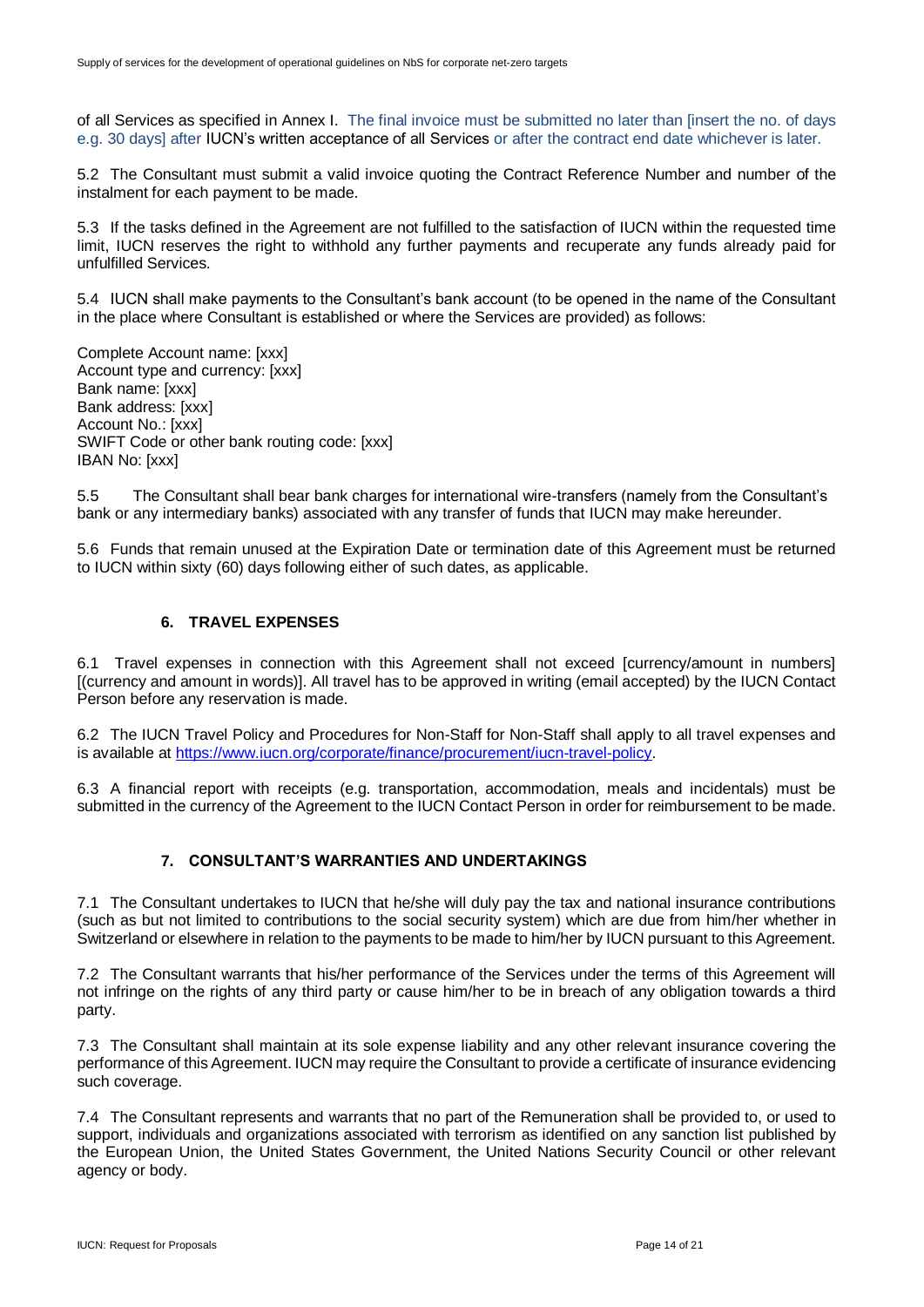of all Services as specified in Annex I. The final invoice must be submitted no later than [insert the no. of days e.g. 30 days] after IUCN's written acceptance of all Services or after the contract end date whichever is later.

5.2 The Consultant must submit a valid invoice quoting the Contract Reference Number and number of the instalment for each payment to be made.

5.3 If the tasks defined in the Agreement are not fulfilled to the satisfaction of IUCN within the requested time limit, IUCN reserves the right to withhold any further payments and recuperate any funds already paid for unfulfilled Services.

5.4 IUCN shall make payments to the Consultant's bank account (to be opened in the name of the Consultant in the place where Consultant is established or where the Services are provided) as follows:

Complete Account name: [xxx]
Account type and currency: [xxx]
Bank name: [xxx]
Bank address: [xxx]
Account No.: [xxx]
SWIFT Code or other bank routing code: [xxx]
IBAN No: [xxx]

5.5 The Consultant shall bear bank charges for international wire-transfers (namely from the Consultant's bank or any intermediary banks) associated with any transfer of funds that IUCN may make hereunder.

5.6 Funds that remain unused at the Expiration Date or termination date of this Agreement must be returned to IUCN within sixty (60) days following either of such dates, as applicable.

## 6. TRAVEL EXPENSES

6.1 Travel expenses in connection with this Agreement shall not exceed [currency/amount in numbers] [(currency and amount in words)]. All travel has to be approved in writing (email accepted) by the IUCN Contact Person before any reservation is made.

6.2 The IUCN Travel Policy and Procedures for Non-Staff for Non-Staff shall apply to all travel expenses and is available at https://www.iucn.org/corporate/finance/procurement/iucn-travel-policy.

6.3 A financial report with receipts (e.g. transportation, accommodation, meals and incidentals) must be submitted in the currency of the Agreement to the IUCN Contact Person in order for reimbursement to be made.

## 7. CONSULTANT'S WARRANTIES AND UNDERTAKINGS

7.1 The Consultant undertakes to IUCN that he/she will duly pay the tax and national insurance contributions (such as but not limited to contributions to the social security system) which are due from him/her whether in Switzerland or elsewhere in relation to the payments to be made to him/her by IUCN pursuant to this Agreement.

7.2 The Consultant warrants that his/her performance of the Services under the terms of this Agreement will not infringe on the rights of any third party or cause him/her to be in breach of any obligation towards a third party.

7.3 The Consultant shall maintain at its sole expense liability and any other relevant insurance covering the performance of this Agreement. IUCN may require the Consultant to provide a certificate of insurance evidencing such coverage.

7.4 The Consultant represents and warrants that no part of the Remuneration shall be provided to, or used to support, individuals and organizations associated with terrorism as identified on any sanction list published by the European Union, the United States Government, the United Nations Security Council or other relevant agency or body.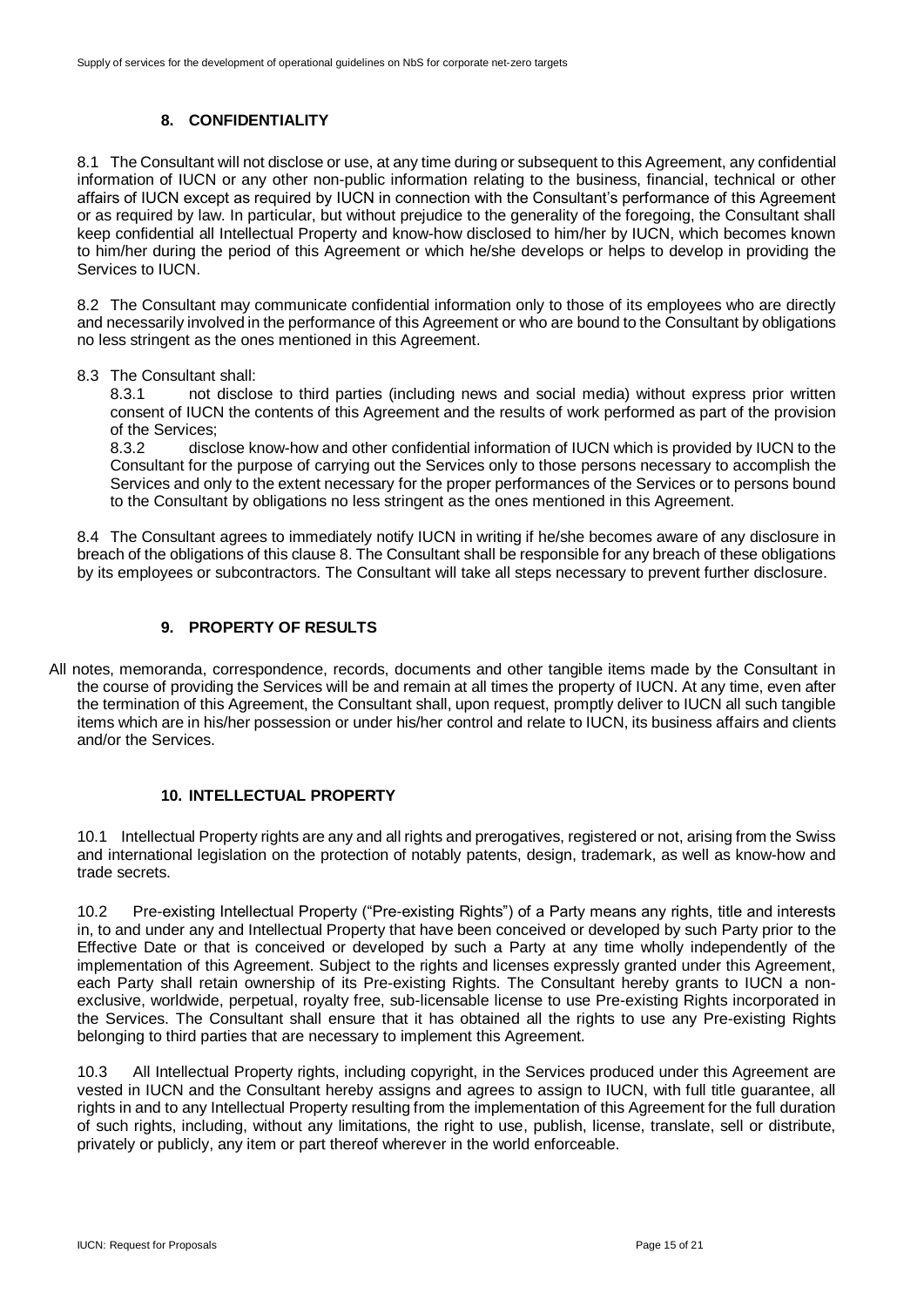## 8. CONFIDENTIALITY

8.1 The Consultant will not disclose or use, at any time during or subsequent to this Agreement, any confidential information of IUCN or any other non-public information relating to the business, financial, technical or other affairs of IUCN except as required by IUCN in connection with the Consultant's performance of this Agreement or as required by law. In particular, but without prejudice to the generality of the foregoing, the Consultant shall keep confidential all Intellectual Property and know-how disclosed to him/her by IUCN, which becomes known to him/her during the period of this Agreement or which he/she develops or helps to develop in providing the Services to IUCN.

8.2 The Consultant may communicate confidential information only to those of its employees who are directly and necessarily involved in the performance of this Agreement or who are bound to the Consultant by obligations no less stringent as the ones mentioned in this Agreement.

8.3 The Consultant shall:

8.3.1 not disclose to third parties (including news and social media) without express prior written consent of IUCN the contents of this Agreement and the results of work performed as part of the provision of the Services;

8.3.2 disclose know-how and other confidential information of IUCN which is provided by IUCN to the Consultant for the purpose of carrying out the Services only to those persons necessary to accomplish the Services and only to the extent necessary for the proper performances of the Services or to persons bound to the Consultant by obligations no less stringent as the ones mentioned in this Agreement.

8.4 The Consultant agrees to immediately notify IUCN in writing if he/she becomes aware of any disclosure in breach of the obligations of this clause 8. The Consultant shall be responsible for any breach of these obligations by its employees or subcontractors. The Consultant will take all steps necessary to prevent further disclosure.

## 9. PROPERTY OF RESULTS

All notes, memoranda, correspondence, records, documents and other tangible items made by the Consultant in the course of providing the Services will be and remain at all times the property of IUCN. At any time, even after the termination of this Agreement, the Consultant shall, upon request, promptly deliver to IUCN all such tangible items which are in his/her possession or under his/her control and relate to IUCN, its business affairs and clients and/or the Services.

## 10. INTELLECTUAL PROPERTY

10.1 Intellectual Property rights are any and all rights and prerogatives, registered or not, arising from the Swiss and international legislation on the protection of notably patents, design, trademark, as well as know-how and trade secrets.

10.2 Pre-existing Intellectual Property ("Pre-existing Rights") of a Party means any rights, title and interests in, to and under any and Intellectual Property that have been conceived or developed by such Party prior to the Effective Date or that is conceived or developed by such a Party at any time wholly independently of the implementation of this Agreement. Subject to the rights and licenses expressly granted under this Agreement, each Party shall retain ownership of its Pre-existing Rights. The Consultant hereby grants to IUCN a non-exclusive, worldwide, perpetual, royalty free, sub-licensable license to use Pre-existing Rights incorporated in the Services. The Consultant shall ensure that it has obtained all the rights to use any Pre-existing Rights belonging to third parties that are necessary to implement this Agreement.

10.3 All Intellectual Property rights, including copyright, in the Services produced under this Agreement are vested in IUCN and the Consultant hereby assigns and agrees to assign to IUCN, with full title guarantee, all rights in and to any Intellectual Property resulting from the implementation of this Agreement for the full duration of such rights, including, without any limitations, the right to use, publish, license, translate, sell or distribute, privately or publicly, any item or part thereof wherever in the world enforceable.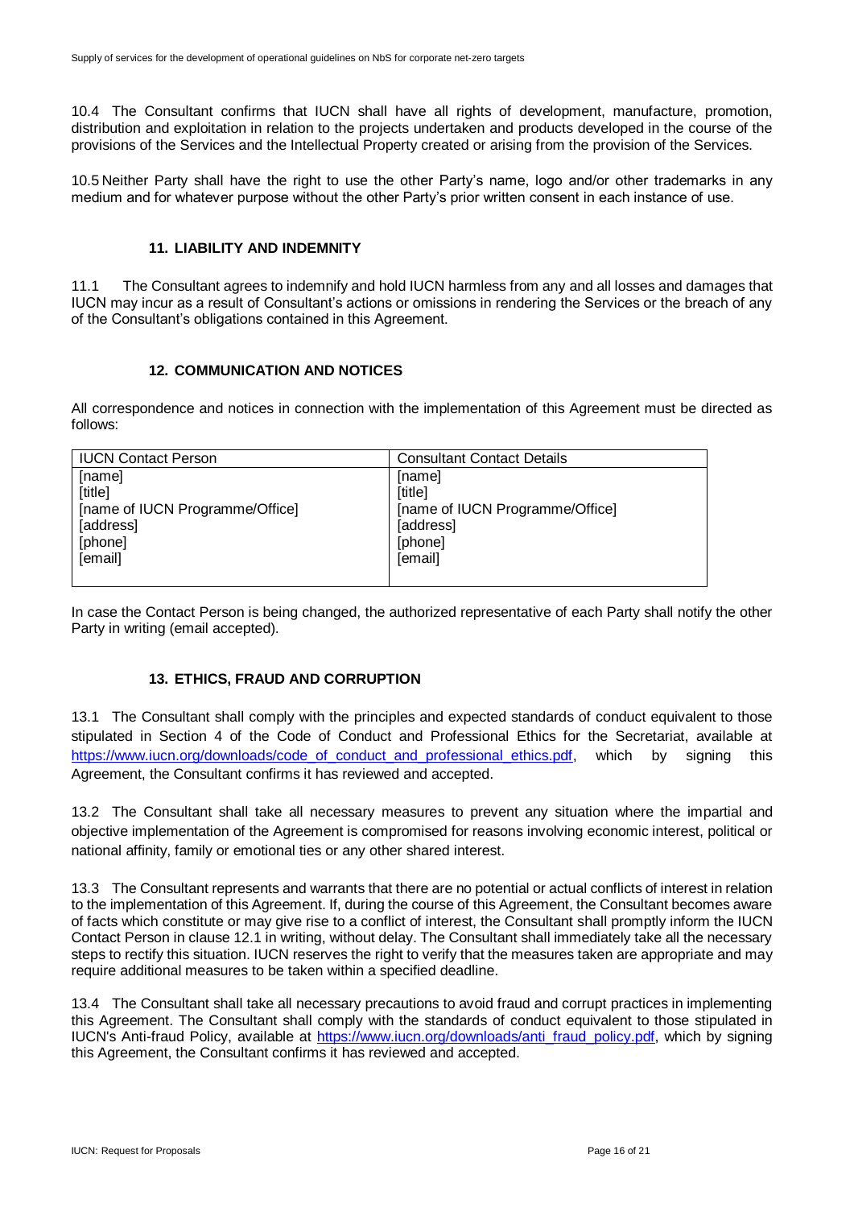10.4 The Consultant confirms that IUCN shall have all rights of development, manufacture, promotion, distribution and exploitation in relation to the projects undertaken and products developed in the course of the provisions of the Services and the Intellectual Property created or arising from the provision of the Services.

10.5 Neither Party shall have the right to use the other Party's name, logo and/or other trademarks in any medium and for whatever purpose without the other Party's prior written consent in each instance of use.

## 11. LIABILITY AND INDEMNITY

11.1 The Consultant agrees to indemnify and hold IUCN harmless from any and all losses and damages that IUCN may incur as a result of Consultant's actions or omissions in rendering the Services or the breach of any of the Consultant's obligations contained in this Agreement.

## 12. COMMUNICATION AND NOTICES

All correspondence and notices in connection with the implementation of this Agreement must be directed as follows:

| IUCN Contact Person | Consultant Contact Details |
|---|---|
| [name]<br>[title]<br>[name of IUCN Programme/Office]<br>[address]<br>[phone]<br>[email] | [name]<br>[title]<br>[name of IUCN Programme/Office]<br>[address]<br>[phone]<br>[email] |

In case the Contact Person is being changed, the authorized representative of each Party shall notify the other Party in writing (email accepted).

## 13. ETHICS, FRAUD AND CORRUPTION

13.1 The Consultant shall comply with the principles and expected standards of conduct equivalent to those stipulated in Section 4 of the Code of Conduct and Professional Ethics for the Secretariat, available at https://www.iucn.org/downloads/code_of_conduct_and_professional_ethics.pdf, which by signing this Agreement, the Consultant confirms it has reviewed and accepted.

13.2 The Consultant shall take all necessary measures to prevent any situation where the impartial and objective implementation of the Agreement is compromised for reasons involving economic interest, political or national affinity, family or emotional ties or any other shared interest.

13.3 The Consultant represents and warrants that there are no potential or actual conflicts of interest in relation to the implementation of this Agreement. If, during the course of this Agreement, the Consultant becomes aware of facts which constitute or may give rise to a conflict of interest, the Consultant shall promptly inform the IUCN Contact Person in clause 12.1 in writing, without delay. The Consultant shall immediately take all the necessary steps to rectify this situation. IUCN reserves the right to verify that the measures taken are appropriate and may require additional measures to be taken within a specified deadline.

13.4 The Consultant shall take all necessary precautions to avoid fraud and corrupt practices in implementing this Agreement. The Consultant shall comply with the standards of conduct equivalent to those stipulated in IUCN's Anti-fraud Policy, available at https://www.iucn.org/downloads/anti_fraud_policy.pdf, which by signing this Agreement, the Consultant confirms it has reviewed and accepted.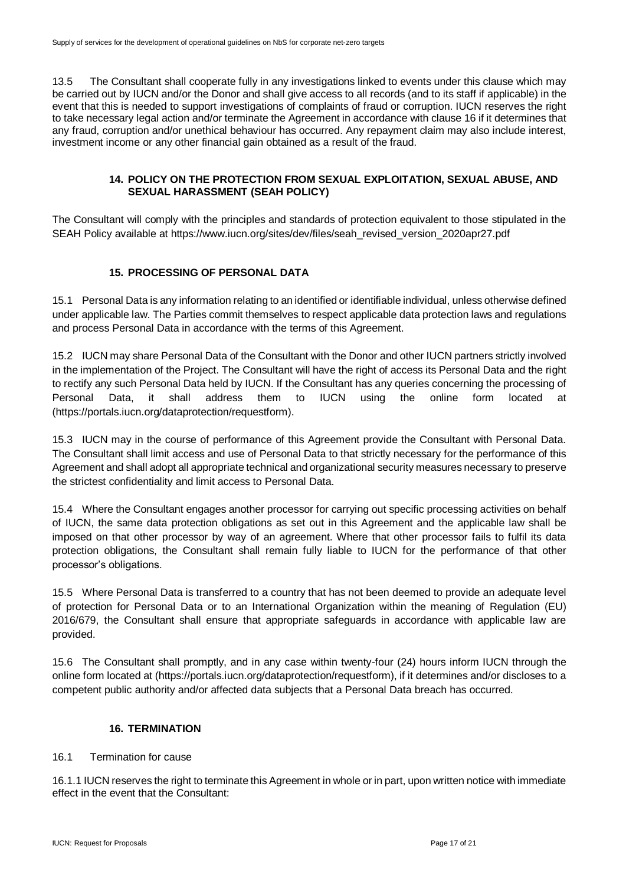13.5 The Consultant shall cooperate fully in any investigations linked to events under this clause which may be carried out by IUCN and/or the Donor and shall give access to all records (and to its staff if applicable) in the event that this is needed to support investigations of complaints of fraud or corruption. IUCN reserves the right to take necessary legal action and/or terminate the Agreement in accordance with clause 16 if it determines that any fraud, corruption and/or unethical behaviour has occurred. Any repayment claim may also include interest, investment income or any other financial gain obtained as a result of the fraud.

## 14. POLICY ON THE PROTECTION FROM SEXUAL EXPLOITATION, SEXUAL ABUSE, AND SEXUAL HARASSMENT (SEAH POLICY)

The Consultant will comply with the principles and standards of protection equivalent to those stipulated in the SEAH Policy available at https://www.iucn.org/sites/dev/files/seah_revised_version_2020apr27.pdf

## 15. PROCESSING OF PERSONAL DATA

15.1 Personal Data is any information relating to an identified or identifiable individual, unless otherwise defined under applicable law. The Parties commit themselves to respect applicable data protection laws and regulations and process Personal Data in accordance with the terms of this Agreement.

15.2 IUCN may share Personal Data of the Consultant with the Donor and other IUCN partners strictly involved in the implementation of the Project. The Consultant will have the right of access its Personal Data and the right to rectify any such Personal Data held by IUCN. If the Consultant has any queries concerning the processing of Personal Data, it shall address them to IUCN using the online form located at (https://portals.iucn.org/dataprotection/requestform).

15.3 IUCN may in the course of performance of this Agreement provide the Consultant with Personal Data. The Consultant shall limit access and use of Personal Data to that strictly necessary for the performance of this Agreement and shall adopt all appropriate technical and organizational security measures necessary to preserve the strictest confidentiality and limit access to Personal Data.

15.4 Where the Consultant engages another processor for carrying out specific processing activities on behalf of IUCN, the same data protection obligations as set out in this Agreement and the applicable law shall be imposed on that other processor by way of an agreement. Where that other processor fails to fulfil its data protection obligations, the Consultant shall remain fully liable to IUCN for the performance of that other processor's obligations.

15.5 Where Personal Data is transferred to a country that has not been deemed to provide an adequate level of protection for Personal Data or to an International Organization within the meaning of Regulation (EU) 2016/679, the Consultant shall ensure that appropriate safeguards in accordance with applicable law are provided.

15.6 The Consultant shall promptly, and in any case within twenty-four (24) hours inform IUCN through the online form located at (https://portals.iucn.org/dataprotection/requestform), if it determines and/or discloses to a competent public authority and/or affected data subjects that a Personal Data breach has occurred.

## 16. TERMINATION

16.1 Termination for cause

16.1.1 IUCN reserves the right to terminate this Agreement in whole or in part, upon written notice with immediate effect in the event that the Consultant: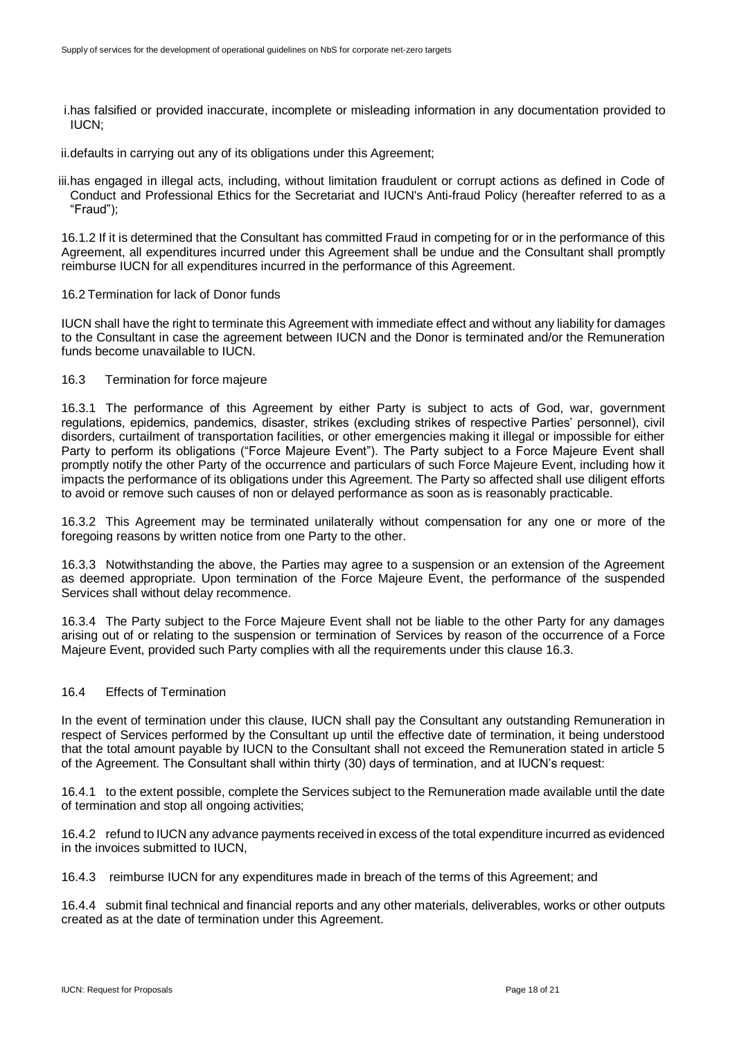i. has falsified or provided inaccurate, incomplete or misleading information in any documentation provided to IUCN;

ii. defaults in carrying out any of its obligations under this Agreement;

iii. has engaged in illegal acts, including, without limitation fraudulent or corrupt actions as defined in Code of Conduct and Professional Ethics for the Secretariat and IUCN's Anti-fraud Policy (hereafter referred to as a "Fraud");

16.1.2 If it is determined that the Consultant has committed Fraud in competing for or in the performance of this Agreement, all expenditures incurred under this Agreement shall be undue and the Consultant shall promptly reimburse IUCN for all expenditures incurred in the performance of this Agreement.

16.2 Termination for lack of Donor funds

IUCN shall have the right to terminate this Agreement with immediate effect and without any liability for damages to the Consultant in case the agreement between IUCN and the Donor is terminated and/or the Remuneration funds become unavailable to IUCN.

16.3 Termination for force majeure

16.3.1 The performance of this Agreement by either Party is subject to acts of God, war, government regulations, epidemics, pandemics, disaster, strikes (excluding strikes of respective Parties' personnel), civil disorders, curtailment of transportation facilities, or other emergencies making it illegal or impossible for either Party to perform its obligations ("Force Majeure Event"). The Party subject to a Force Majeure Event shall promptly notify the other Party of the occurrence and particulars of such Force Majeure Event, including how it impacts the performance of its obligations under this Agreement. The Party so affected shall use diligent efforts to avoid or remove such causes of non or delayed performance as soon as is reasonably practicable.

16.3.2 This Agreement may be terminated unilaterally without compensation for any one or more of the foregoing reasons by written notice from one Party to the other.

16.3.3 Notwithstanding the above, the Parties may agree to a suspension or an extension of the Agreement as deemed appropriate. Upon termination of the Force Majeure Event, the performance of the suspended Services shall without delay recommence.

16.3.4 The Party subject to the Force Majeure Event shall not be liable to the other Party for any damages arising out of or relating to the suspension or termination of Services by reason of the occurrence of a Force Majeure Event, provided such Party complies with all the requirements under this clause 16.3.

16.4 Effects of Termination

In the event of termination under this clause, IUCN shall pay the Consultant any outstanding Remuneration in respect of Services performed by the Consultant up until the effective date of termination, it being understood that the total amount payable by IUCN to the Consultant shall not exceed the Remuneration stated in article 5 of the Agreement. The Consultant shall within thirty (30) days of termination, and at IUCN's request:

16.4.1 to the extent possible, complete the Services subject to the Remuneration made available until the date of termination and stop all ongoing activities;

16.4.2 refund to IUCN any advance payments received in excess of the total expenditure incurred as evidenced in the invoices submitted to IUCN,

16.4.3 reimburse IUCN for any expenditures made in breach of the terms of this Agreement; and

16.4.4 submit final technical and financial reports and any other materials, deliverables, works or other outputs created as at the date of termination under this Agreement.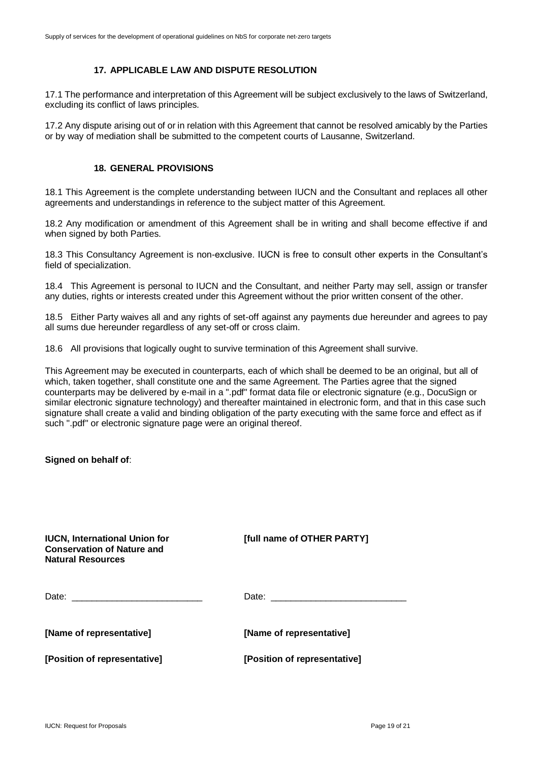## 17. APPLICABLE LAW AND DISPUTE RESOLUTION

17.1 The performance and interpretation of this Agreement will be subject exclusively to the laws of Switzerland, excluding its conflict of laws principles.

17.2 Any dispute arising out of or in relation with this Agreement that cannot be resolved amicably by the Parties or by way of mediation shall be submitted to the competent courts of Lausanne, Switzerland.

## 18. GENERAL PROVISIONS

18.1 This Agreement is the complete understanding between IUCN and the Consultant and replaces all other agreements and understandings in reference to the subject matter of this Agreement.

18.2 Any modification or amendment of this Agreement shall be in writing and shall become effective if and when signed by both Parties.

18.3 This Consultancy Agreement is non-exclusive. IUCN is free to consult other experts in the Consultant's field of specialization.

18.4 This Agreement is personal to IUCN and the Consultant, and neither Party may sell, assign or transfer any duties, rights or interests created under this Agreement without the prior written consent of the other.

18.5 Either Party waives all and any rights of set-off against any payments due hereunder and agrees to pay all sums due hereunder regardless of any set-off or cross claim.

18.6 All provisions that logically ought to survive termination of this Agreement shall survive.

This Agreement may be executed in counterparts, each of which shall be deemed to be an original, but all of which, taken together, shall constitute one and the same Agreement. The Parties agree that the signed counterparts may be delivered by e-mail in a ".pdf" format data file or electronic signature (e.g., DocuSign or similar electronic signature technology) and thereafter maintained in electronic form, and that in this case such signature shall create a valid and binding obligation of the party executing with the same force and effect as if such ".pdf" or electronic signature page were an original thereof.

**Signed on behalf of**:

| **IUCN, International Union for Conservation of Nature and Natural Resources** | **[full name of OTHER PARTY]** |
|---|---|
| Date: __________________________ | Date: ___________________________ |
| **[Name of representative]** | **[Name of representative]** |
| **[Position of representative]** | **[Position of representative]** |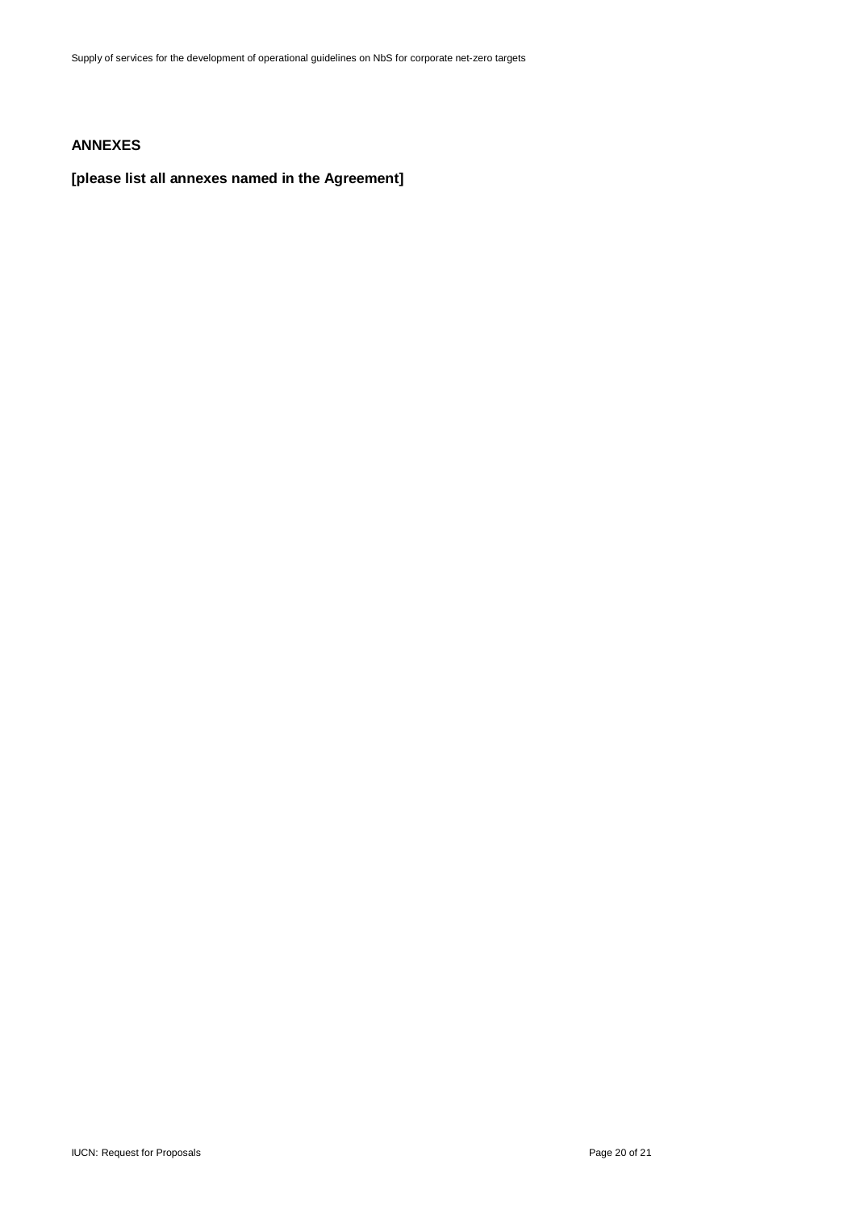**ANNEXES**

**[please list all annexes named in the Agreement]**